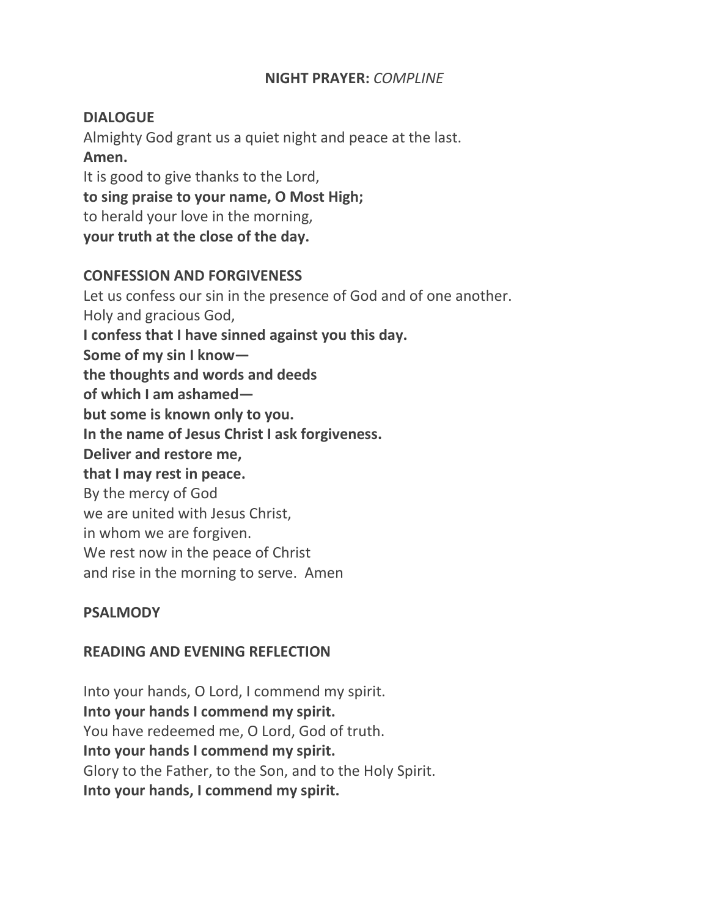# **NIGHT PRAYER:** *COMPLINE*

## DIALOGUE

Almighty God grant us a quiet night and peace at the last.
**Amen.**
It is good to give thanks to the Lord,
**to sing praise to your name, O Most High;**
to herald your love in the morning,
**your truth at the close of the day.**

## CONFESSION AND FORGIVENESS

Let us confess our sin in the presence of God and of one another.
Holy and gracious God,
**I confess that I have sinned against you this day.**
**Some of my sin I know—**
**the thoughts and words and deeds**
**of which I am ashamed—**
**but some is known only to you.**
**In the name of Jesus Christ I ask forgiveness.**
**Deliver and restore me,**
**that I may rest in peace.**
By the mercy of God
we are united with Jesus Christ,
in whom we are forgiven.
We rest now in the peace of Christ
and rise in the morning to serve. Amen

## PSALMODY

## READING AND EVENING REFLECTION

Into your hands, O Lord, I commend my spirit.
**Into your hands I commend my spirit.**
You have redeemed me, O Lord, God of truth.
**Into your hands I commend my spirit.**
Glory to the Father, to the Son, and to the Holy Spirit.
**Into your hands, I commend my spirit.**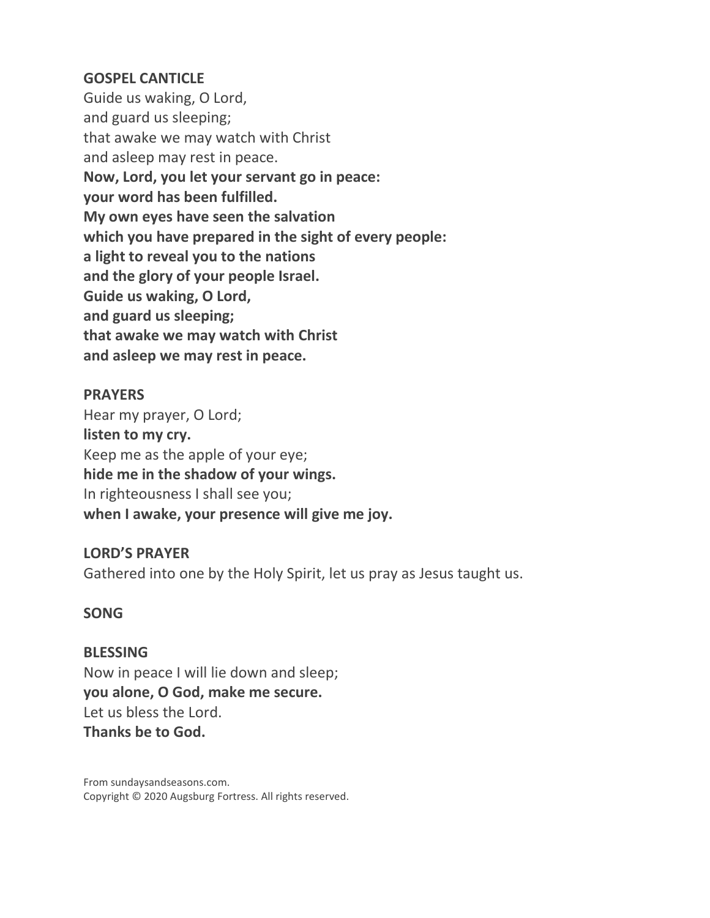**GOSPEL CANTICLE**

Guide us waking, O Lord,
and guard us sleeping;
that awake we may watch with Christ
and asleep may rest in peace.
**Now, Lord, you let your servant go in peace:**
**your word has been fulfilled.**
**My own eyes have seen the salvation**
**which you have prepared in the sight of every people:**
**a light to reveal you to the nations**
**and the glory of your people Israel.**
**Guide us waking, O Lord,**
**and guard us sleeping;**
**that awake we may watch with Christ**
**and asleep we may rest in peace.**

**PRAYERS**

Hear my prayer, O Lord;
**listen to my cry.**
Keep me as the apple of your eye;
**hide me in the shadow of your wings.**
In righteousness I shall see you;
**when I awake, your presence will give me joy.**

**LORD'S PRAYER**

Gathered into one by the Holy Spirit, let us pray as Jesus taught us.

**SONG**

**BLESSING**

Now in peace I will lie down and sleep;
**you alone, O God, make me secure.**
Let us bless the Lord.
**Thanks be to God.**

From sundaysandseasons.com.
Copyright © 2020 Augsburg Fortress. All rights reserved.